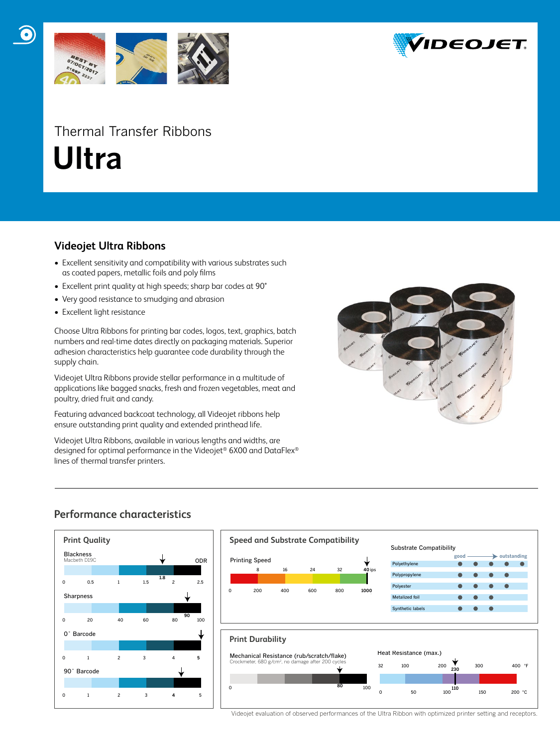Thermal Transfer Ribbons

# Ultra

## Videojet Ultra Ribbons

- Excellent sensitivity and compatibility with various substrates such as coated papers, metallic foils and poly films
- Excellent print quality at high speeds; sharp bar codes at 90°
- Very good resistance to smudging and abrasion
- Excellent light resistance

Choose Ultra Ribbons for printing bar codes, logos, text, graphics, batch numbers and real-time dates directly on packaging materials. Superior adhesion characteristics help guarantee code durability through the supply chain.

Videojet Ultra Ribbons provide stellar performance in a multitude of applications like bagged snacks, fresh and frozen vegetables, meat and poultry, dried fruit and candy.

Featuring advanced backcoat technology, all Videojet ribbons help ensure outstanding print quality and extended printhead life.

Videojet Ultra Ribbons, available in various lengths and widths, are designed for optimal performance in the Videojet® 6X00 and DataFlex® lines of thermal transfer printers.

## Performance characteristics

### Print Quality

| Characteristic | Scale | Value |
|---|---|---|
| Blackness (Macbeth D19C), ODR | 0 – 2.5 | 1.8 |
| Sharpness | 0 – 100 | 90 |
| 0° Barcode | 0 – 5 | 5 |
| 90° Barcode | 0 – 5 | 4 |

### Speed and Substrate Compatibility

Printing Speed: 40 ips (1000 mm/s) — scale 0–40 ips (0–1000)

Substrate Compatibility (good → outstanding)

| Substrate | Rating (●) |
|---|---|
| Polyethylene | ● ● ● ● ● |
| Polypropylene | ● ● ● ● |
| Polyester | ● ● ● ● |
| Metalized foil | ● ● ● |
| Synthetic labels | ● ● ● |

### Print Durability

Mechanical Resistance (rub/scratch/flake) — Crockmeter, 680 g/cm², no damage after 200 cycles: 80 (scale 0–100)

Heat Resistance (max.): 230 °F / 110 °C

Videojet evaluation of observed performances of the Ultra Ribbon with optimized printer setting and receptors.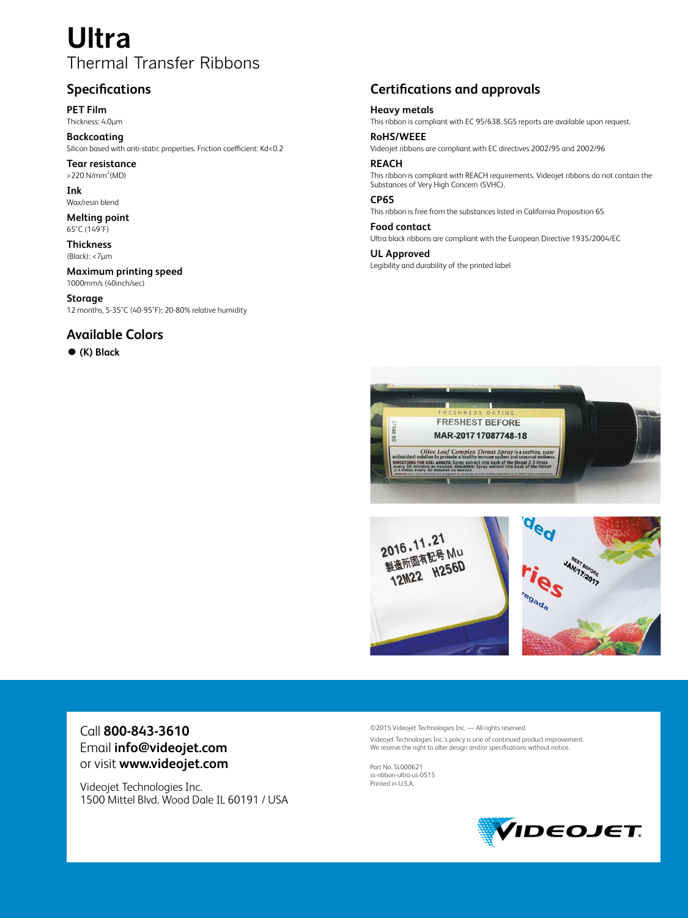# Ultra

Thermal Transfer Ribbons

## Specifications

**PET Film**
Thickness: 4.0µm

**Backcoating**
Silicon based with anti-static properties. Friction coefficient: Kd<0.2

**Tear resistance**
>220 N/mm$^2$(MD)

**Ink**
Wax/resin blend

**Melting point**
65˚C (149˚F)

**Thickness**
(Black): <7µm

**Maximum printing speed**
1000mm/s (40inch/sec)

**Storage**
12 months, 5-35˚C (40-95˚F); 20-80% relative humidity

## Available Colors

- **(K) Black**

## Certifications and approvals

**Heavy metals**
This ribbon is compliant with EC 95/638. SGS reports are available upon request.

**RoHS/WEEE**
Videojet ribbons are compliant with EC directives 2002/95 and 2002/96

**REACH**
This ribbon is compliant with REACH requirements. Videojet ribbons do not contain the Substances of Very High Concern (SVHC).

**CP65**
This ribbon is free from the substances listed in California Proposition 65

**Food contact**
Ultra black ribbons are compliant with the European Directive 1935/2004/EC

**UL Approved**
Legibility and durability of the printed label

Call **800-843-3610**
Email **info@videojet.com**
or visit **www.videojet.com**

Videojet Technologies Inc.
1500 Mittel Blvd. Wood Dale IL 60191 / USA

©2015 Videojet Technologies Inc. — All rights reserved.

Videojet Technologies Inc.'s policy is one of continued product improvement. We reserve the right to alter design and/or specifications without notice.

Part No. SL000621
ss-ribbon-ultra-us-0515
Printed in U.S.A.